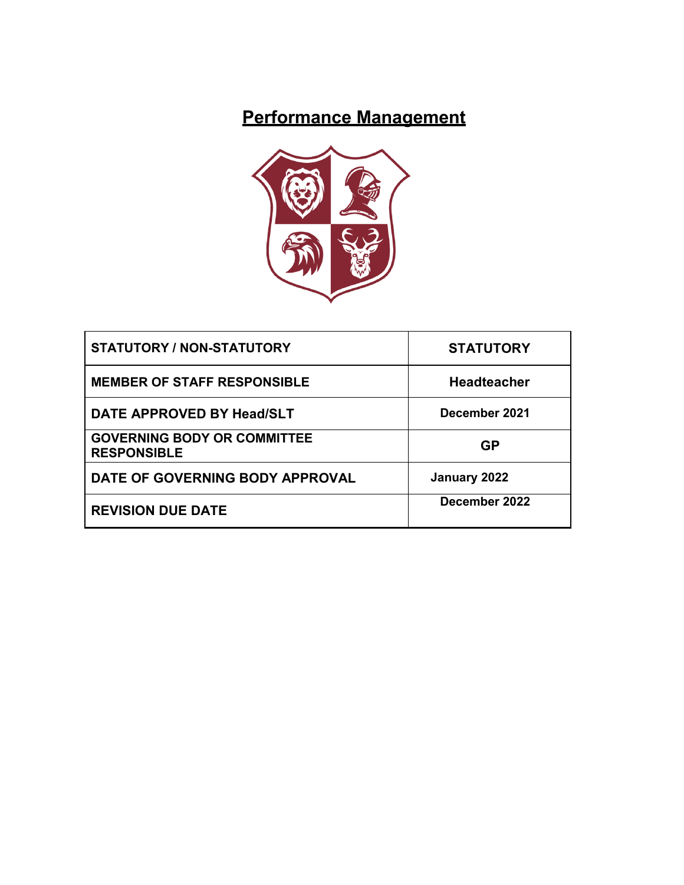# Performance Management

| STATUTORY / NON-STATUTORY | STATUTORY |
| --- | --- |
| MEMBER OF STAFF RESPONSIBLE | Headteacher |
| DATE APPROVED BY Head/SLT | December 2021 |
| GOVERNING BODY OR COMMITTEE RESPONSIBLE | GP |
| DATE OF GOVERNING BODY APPROVAL | January 2022 |
| REVISION DUE DATE | December 2022 |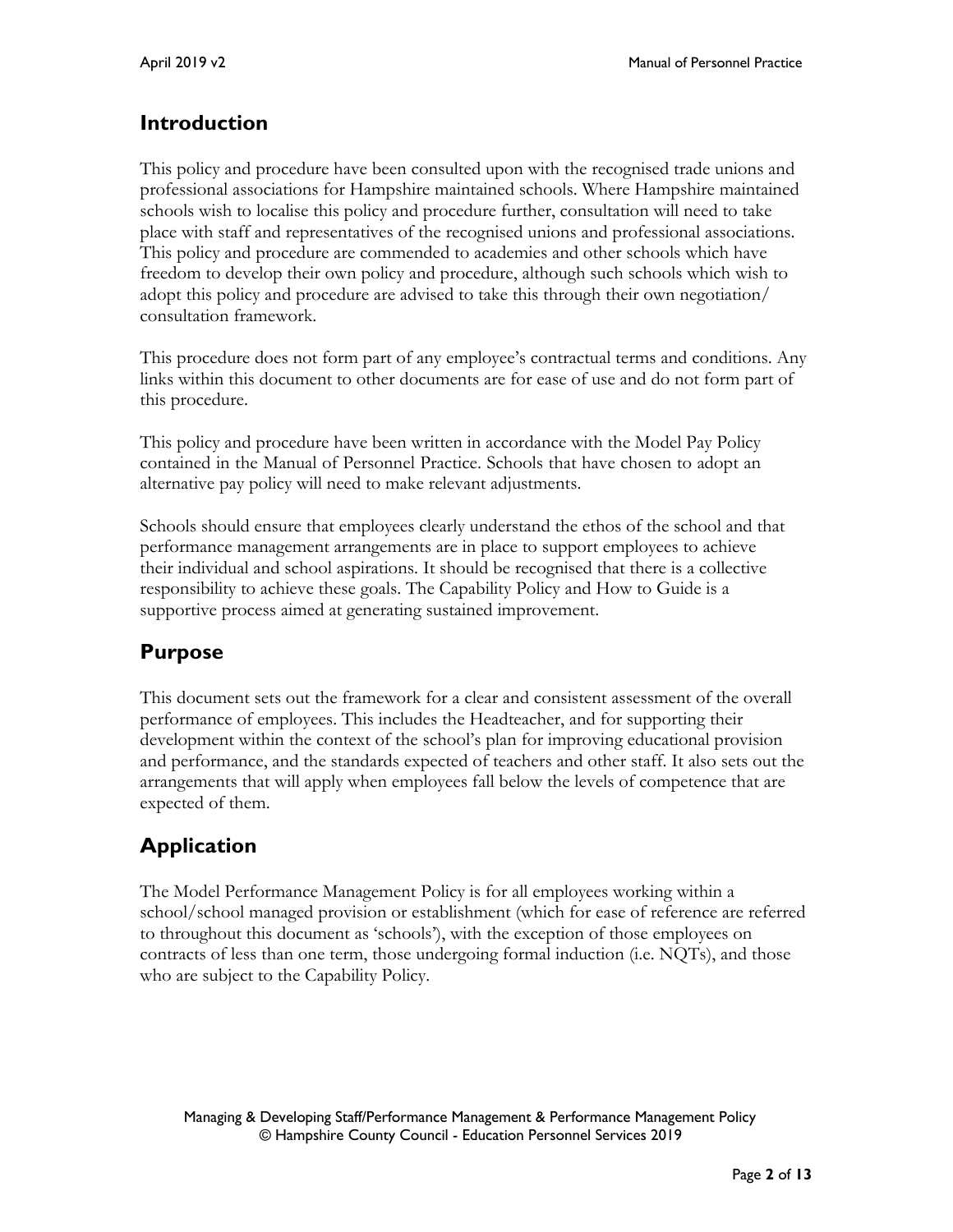## Introduction

This policy and procedure have been consulted upon with the recognised trade unions and professional associations for Hampshire maintained schools. Where Hampshire maintained schools wish to localise this policy and procedure further, consultation will need to take place with staff and representatives of the recognised unions and professional associations. This policy and procedure are commended to academies and other schools which have freedom to develop their own policy and procedure, although such schools which wish to adopt this policy and procedure are advised to take this through their own negotiation/ consultation framework.

This procedure does not form part of any employee's contractual terms and conditions. Any links within this document to other documents are for ease of use and do not form part of this procedure.

This policy and procedure have been written in accordance with the Model Pay Policy contained in the Manual of Personnel Practice. Schools that have chosen to adopt an alternative pay policy will need to make relevant adjustments.

Schools should ensure that employees clearly understand the ethos of the school and that performance management arrangements are in place to support employees to achieve their individual and school aspirations. It should be recognised that there is a collective responsibility to achieve these goals. The Capability Policy and How to Guide is a supportive process aimed at generating sustained improvement.

## Purpose

This document sets out the framework for a clear and consistent assessment of the overall performance of employees. This includes the Headteacher, and for supporting their development within the context of the school's plan for improving educational provision and performance, and the standards expected of teachers and other staff. It also sets out the arrangements that will apply when employees fall below the levels of competence that are expected of them.

## Application

The Model Performance Management Policy is for all employees working within a school/school managed provision or establishment (which for ease of reference are referred to throughout this document as 'schools'), with the exception of those employees on contracts of less than one term, those undergoing formal induction (i.e. NQTs), and those who are subject to the Capability Policy.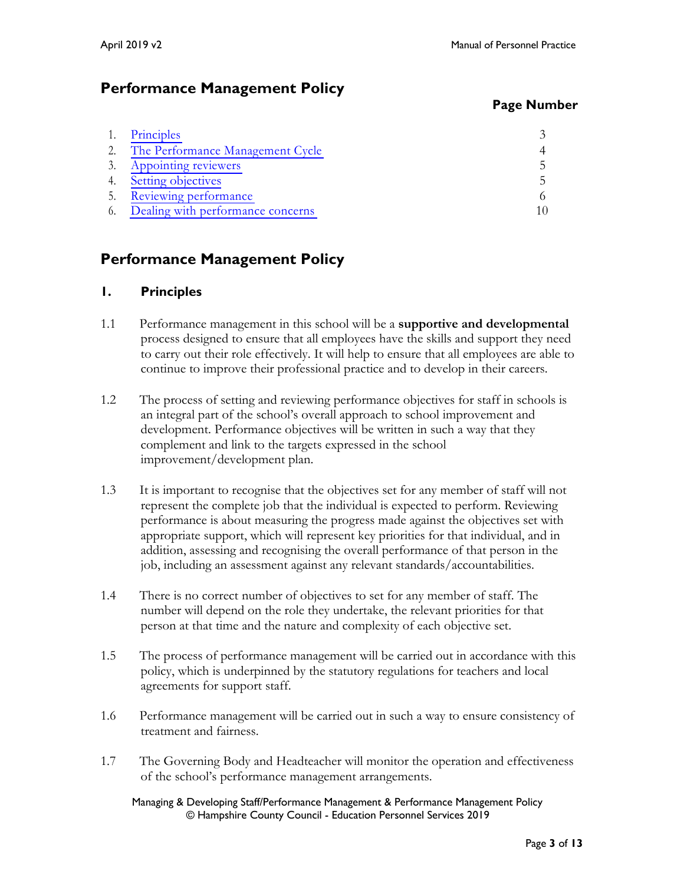# Performance Management Policy

| | | Page Number |
|---|---|---|
| 1. | Principles | 3 |
| 2. | The Performance Management Cycle | 4 |
| 3. | Appointing reviewers | 5 |
| 4. | Setting objectives | 5 |
| 5. | Reviewing performance | 6 |
| 6. | Dealing with performance concerns | 10 |

# Performance Management Policy

## 1. Principles

1.1 Performance management in this school will be a **supportive and developmental** process designed to ensure that all employees have the skills and support they need to carry out their role effectively. It will help to ensure that all employees are able to continue to improve their professional practice and to develop in their careers.

1.2 The process of setting and reviewing performance objectives for staff in schools is an integral part of the school's overall approach to school improvement and development. Performance objectives will be written in such a way that they complement and link to the targets expressed in the school improvement/development plan.

1.3 It is important to recognise that the objectives set for any member of staff will not represent the complete job that the individual is expected to perform. Reviewing performance is about measuring the progress made against the objectives set with appropriate support, which will represent key priorities for that individual, and in addition, assessing and recognising the overall performance of that person in the job, including an assessment against any relevant standards/accountabilities.

1.4 There is no correct number of objectives to set for any member of staff. The number will depend on the role they undertake, the relevant priorities for that person at that time and the nature and complexity of each objective set.

1.5 The process of performance management will be carried out in accordance with this policy, which is underpinned by the statutory regulations for teachers and local agreements for support staff.

1.6 Performance management will be carried out in such a way to ensure consistency of treatment and fairness.

1.7 The Governing Body and Headteacher will monitor the operation and effectiveness of the school's performance management arrangements.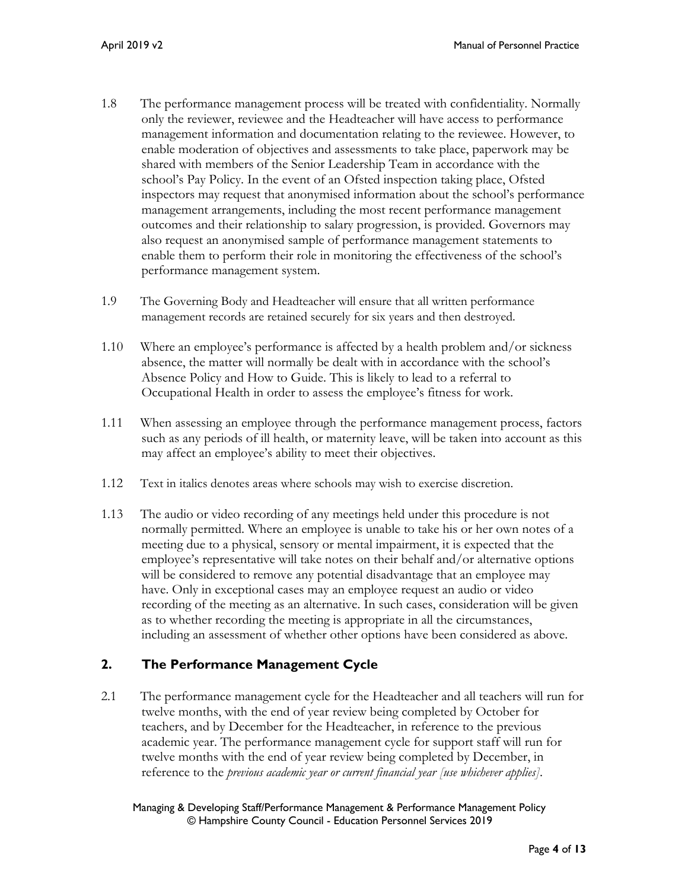1.8 The performance management process will be treated with confidentiality. Normally only the reviewer, reviewee and the Headteacher will have access to performance management information and documentation relating to the reviewee. However, to enable moderation of objectives and assessments to take place, paperwork may be shared with members of the Senior Leadership Team in accordance with the school's Pay Policy. In the event of an Ofsted inspection taking place, Ofsted inspectors may request that anonymised information about the school's performance management arrangements, including the most recent performance management outcomes and their relationship to salary progression, is provided. Governors may also request an anonymised sample of performance management statements to enable them to perform their role in monitoring the effectiveness of the school's performance management system.

1.9 The Governing Body and Headteacher will ensure that all written performance management records are retained securely for six years and then destroyed.

1.10 Where an employee's performance is affected by a health problem and/or sickness absence, the matter will normally be dealt with in accordance with the school's Absence Policy and How to Guide. This is likely to lead to a referral to Occupational Health in order to assess the employee's fitness for work.

1.11 When assessing an employee through the performance management process, factors such as any periods of ill health, or maternity leave, will be taken into account as this may affect an employee's ability to meet their objectives.

1.12 Text in italics denotes areas where schools may wish to exercise discretion.

1.13 The audio or video recording of any meetings held under this procedure is not normally permitted. Where an employee is unable to take his or her own notes of a meeting due to a physical, sensory or mental impairment, it is expected that the employee's representative will take notes on their behalf and/or alternative options will be considered to remove any potential disadvantage that an employee may have. Only in exceptional cases may an employee request an audio or video recording of the meeting as an alternative. In such cases, consideration will be given as to whether recording the meeting is appropriate in all the circumstances, including an assessment of whether other options have been considered as above.

## 2. The Performance Management Cycle

2.1 The performance management cycle for the Headteacher and all teachers will run for twelve months, with the end of year review being completed by October for teachers, and by December for the Headteacher, in reference to the previous academic year. The performance management cycle for support staff will run for twelve months with the end of year review being completed by December, in reference to the *previous academic year or current financial year [use whichever applies]*.

Managing & Developing Staff/Performance Management & Performance Management Policy
© Hampshire County Council - Education Personnel Services 2019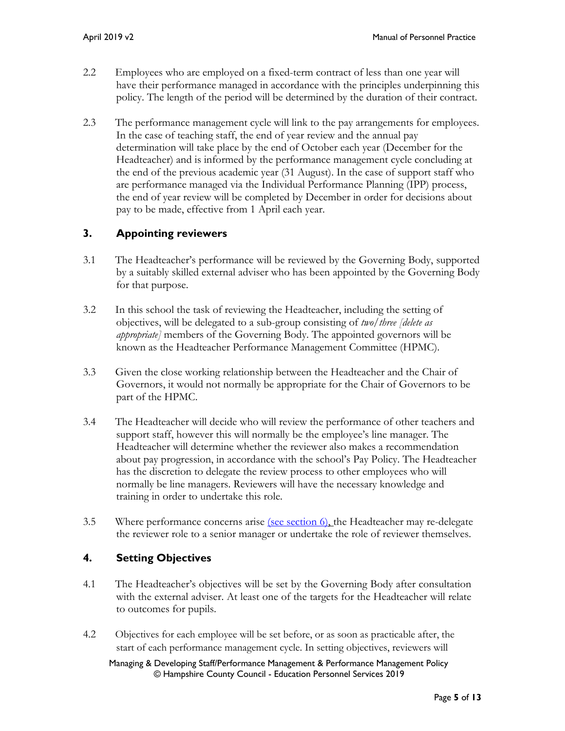2.2 Employees who are employed on a fixed-term contract of less than one year will have their performance managed in accordance with the principles underpinning this policy. The length of the period will be determined by the duration of their contract.

2.3 The performance management cycle will link to the pay arrangements for employees. In the case of teaching staff, the end of year review and the annual pay determination will take place by the end of October each year (December for the Headteacher) and is informed by the performance management cycle concluding at the end of the previous academic year (31 August). In the case of support staff who are performance managed via the Individual Performance Planning (IPP) process, the end of year review will be completed by December in order for decisions about pay to be made, effective from 1 April each year.

## 3. Appointing reviewers

3.1 The Headteacher's performance will be reviewed by the Governing Body, supported by a suitably skilled external adviser who has been appointed by the Governing Body for that purpose.

3.2 In this school the task of reviewing the Headteacher, including the setting of objectives, will be delegated to a sub-group consisting of *two/three [delete as appropriate]* members of the Governing Body. The appointed governors will be known as the Headteacher Performance Management Committee (HPMC).

3.3 Given the close working relationship between the Headteacher and the Chair of Governors, it would not normally be appropriate for the Chair of Governors to be part of the HPMC.

3.4 The Headteacher will decide who will review the performance of other teachers and support staff, however this will normally be the employee's line manager. The Headteacher will determine whether the reviewer also makes a recommendation about pay progression, in accordance with the school's Pay Policy. The Headteacher has the discretion to delegate the review process to other employees who will normally be line managers. Reviewers will have the necessary knowledge and training in order to undertake this role.

3.5 Where performance concerns arise (see section 6), the Headteacher may re-delegate the reviewer role to a senior manager or undertake the role of reviewer themselves.

## 4. Setting Objectives

4.1 The Headteacher's objectives will be set by the Governing Body after consultation with the external adviser. At least one of the targets for the Headteacher will relate to outcomes for pupils.

4.2 Objectives for each employee will be set before, or as soon as practicable after, the start of each performance management cycle. In setting objectives, reviewers will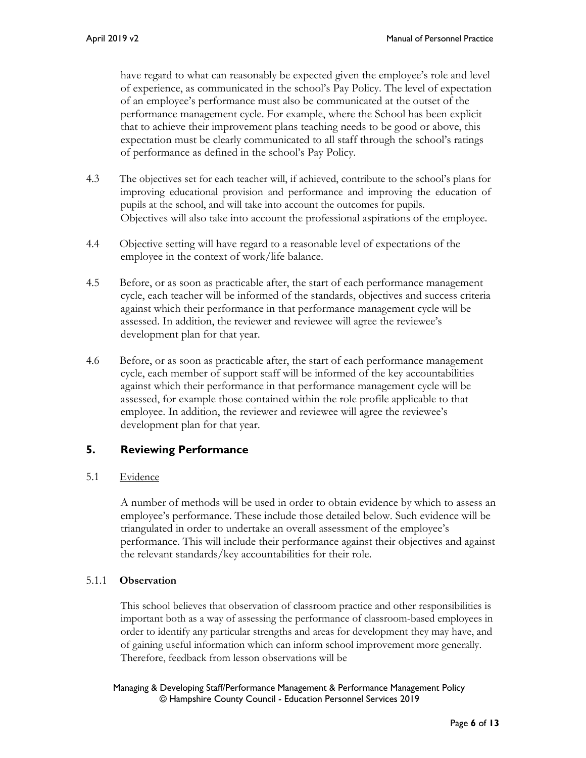have regard to what can reasonably be expected given the employee's role and level of experience, as communicated in the school's Pay Policy. The level of expectation of an employee's performance must also be communicated at the outset of the performance management cycle. For example, where the School has been explicit that to achieve their improvement plans teaching needs to be good or above, this expectation must be clearly communicated to all staff through the school's ratings of performance as defined in the school's Pay Policy.

4.3 The objectives set for each teacher will, if achieved, contribute to the school's plans for improving educational provision and performance and improving the education of pupils at the school, and will take into account the outcomes for pupils. Objectives will also take into account the professional aspirations of the employee.

4.4 Objective setting will have regard to a reasonable level of expectations of the employee in the context of work/life balance.

4.5 Before, or as soon as practicable after, the start of each performance management cycle, each teacher will be informed of the standards, objectives and success criteria against which their performance in that performance management cycle will be assessed. In addition, the reviewer and reviewee will agree the reviewee's development plan for that year.

4.6 Before, or as soon as practicable after, the start of each performance management cycle, each member of support staff will be informed of the key accountabilities against which their performance in that performance management cycle will be assessed, for example those contained within the role profile applicable to that employee. In addition, the reviewer and reviewee will agree the reviewee's development plan for that year.

## 5. Reviewing Performance

5.1 Evidence

A number of methods will be used in order to obtain evidence by which to assess an employee's performance. These include those detailed below. Such evidence will be triangulated in order to undertake an overall assessment of the employee's performance. This will include their performance against their objectives and against the relevant standards/key accountabilities for their role.

5.1.1 **Observation**

This school believes that observation of classroom practice and other responsibilities is important both as a way of assessing the performance of classroom-based employees in order to identify any particular strengths and areas for development they may have, and of gaining useful information which can inform school improvement more generally. Therefore, feedback from lesson observations will be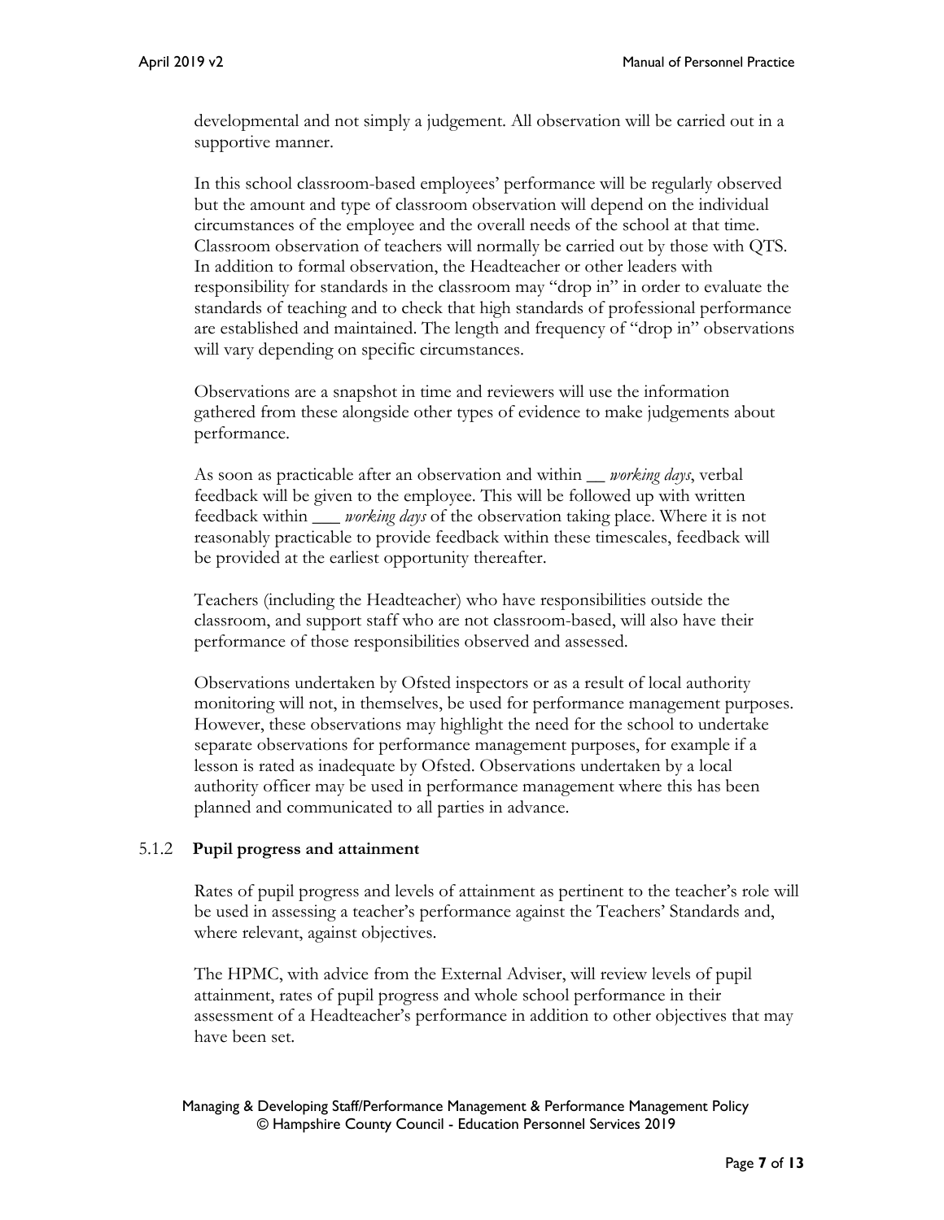developmental and not simply a judgement. All observation will be carried out in a supportive manner.

In this school classroom-based employees' performance will be regularly observed but the amount and type of classroom observation will depend on the individual circumstances of the employee and the overall needs of the school at that time. Classroom observation of teachers will normally be carried out by those with QTS. In addition to formal observation, the Headteacher or other leaders with responsibility for standards in the classroom may "drop in" in order to evaluate the standards of teaching and to check that high standards of professional performance are established and maintained. The length and frequency of "drop in" observations will vary depending on specific circumstances.

Observations are a snapshot in time and reviewers will use the information gathered from these alongside other types of evidence to make judgements about performance.

As soon as practicable after an observation and within __ *working days*, verbal feedback will be given to the employee. This will be followed up with written feedback within ___ *working days* of the observation taking place. Where it is not reasonably practicable to provide feedback within these timescales, feedback will be provided at the earliest opportunity thereafter.

Teachers (including the Headteacher) who have responsibilities outside the classroom, and support staff who are not classroom-based, will also have their performance of those responsibilities observed and assessed.

Observations undertaken by Ofsted inspectors or as a result of local authority monitoring will not, in themselves, be used for performance management purposes. However, these observations may highlight the need for the school to undertake separate observations for performance management purposes, for example if a lesson is rated as inadequate by Ofsted. Observations undertaken by a local authority officer may be used in performance management where this has been planned and communicated to all parties in advance.

#### 5.1.2 **Pupil progress and attainment**

Rates of pupil progress and levels of attainment as pertinent to the teacher's role will be used in assessing a teacher's performance against the Teachers' Standards and, where relevant, against objectives.

The HPMC, with advice from the External Adviser, will review levels of pupil attainment, rates of pupil progress and whole school performance in their assessment of a Headteacher's performance in addition to other objectives that may have been set.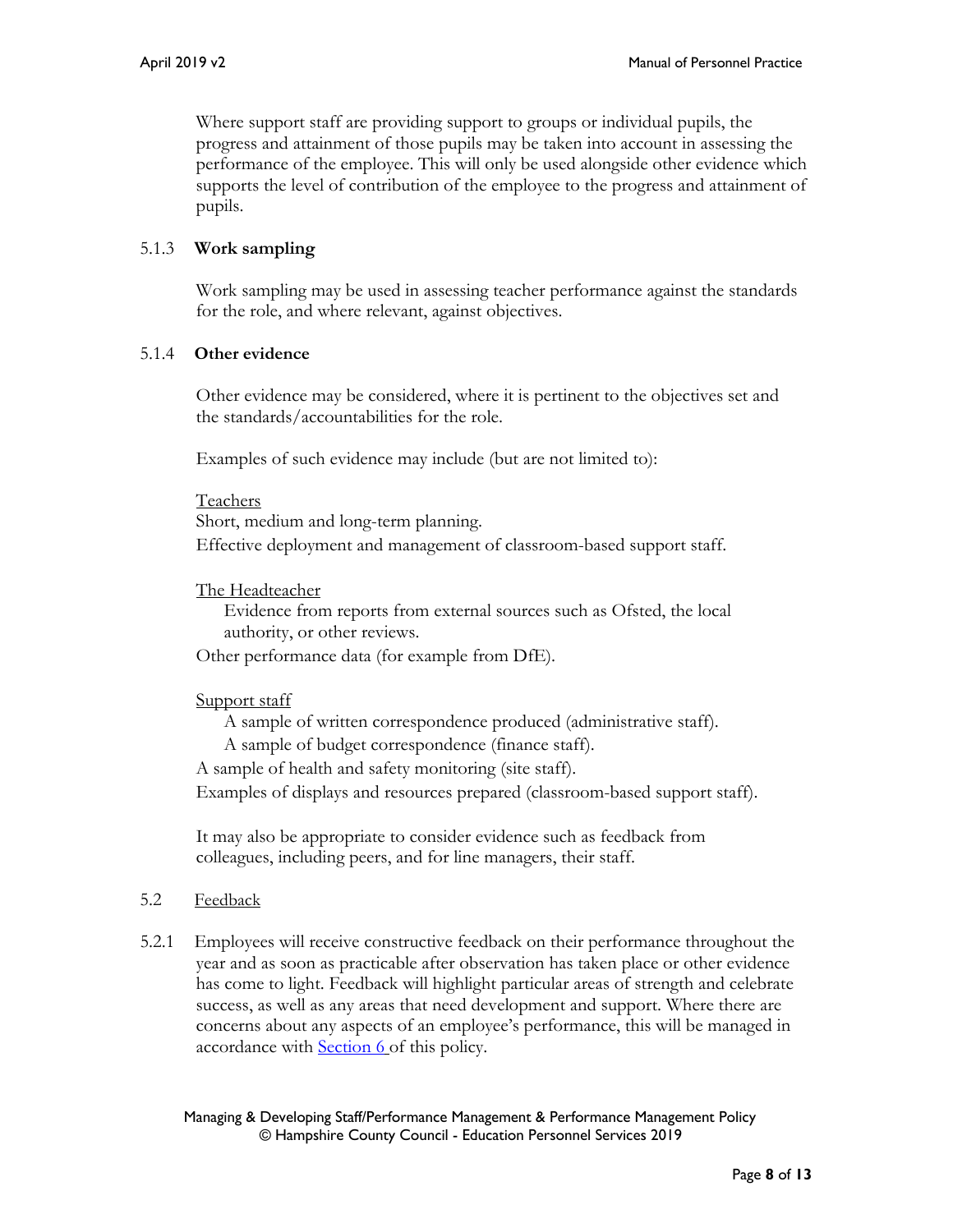Where support staff are providing support to groups or individual pupils, the progress and attainment of those pupils may be taken into account in assessing the performance of the employee. This will only be used alongside other evidence which supports the level of contribution of the employee to the progress and attainment of pupils.

#### 5.1.3 **Work sampling**

Work sampling may be used in assessing teacher performance against the standards for the role, and where relevant, against objectives.

#### 5.1.4 **Other evidence**

Other evidence may be considered, where it is pertinent to the objectives set and the standards/accountabilities for the role.

Examples of such evidence may include (but are not limited to):

<u>Teachers</u>

Short, medium and long-term planning.

Effective deployment and management of classroom-based support staff.

<u>The Headteacher</u>

Evidence from reports from external sources such as Ofsted, the local authority, or other reviews.

Other performance data (for example from DfE).

<u>Support staff</u>

A sample of written correspondence produced (administrative staff).

A sample of budget correspondence (finance staff).

A sample of health and safety monitoring (site staff).

Examples of displays and resources prepared (classroom-based support staff).

It may also be appropriate to consider evidence such as feedback from colleagues, including peers, and for line managers, their staff.

### 5.2 <u>Feedback</u>

5.2.1 Employees will receive constructive feedback on their performance throughout the year and as soon as practicable after observation has taken place or other evidence has come to light. Feedback will highlight particular areas of strength and celebrate success, as well as any areas that need development and support. Where there are concerns about any aspects of an employee's performance, this will be managed in accordance with Section 6 of this policy.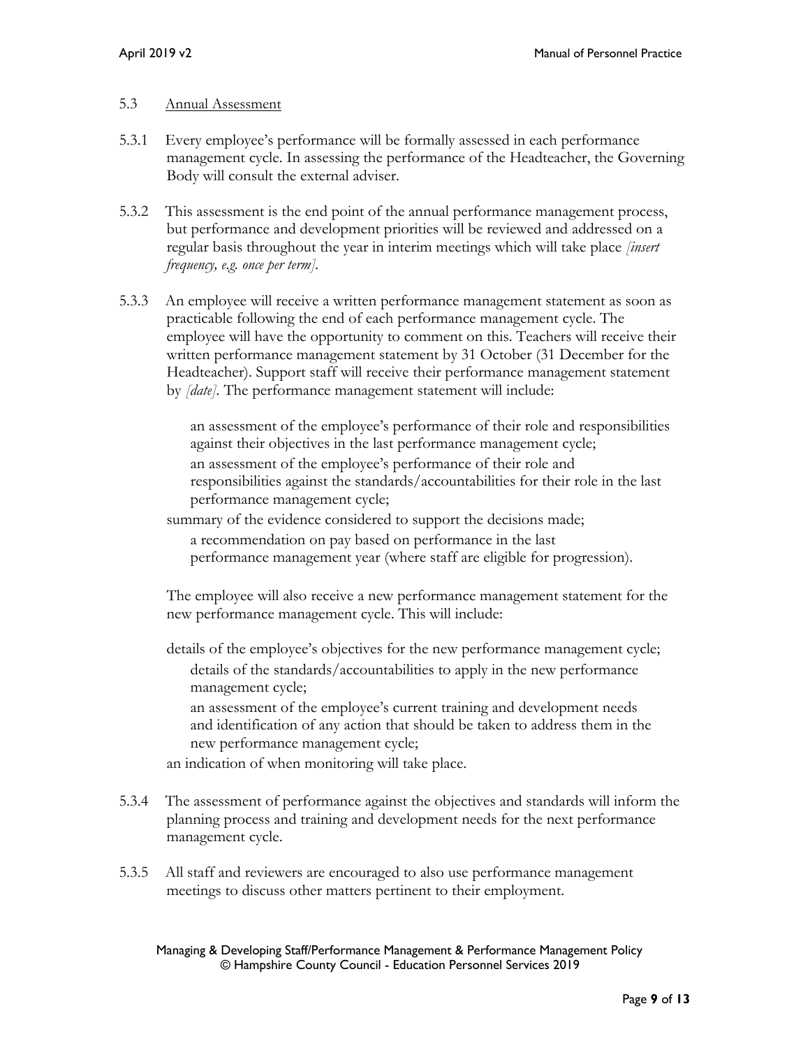## 5.3 Annual Assessment

5.3.1 Every employee's performance will be formally assessed in each performance management cycle. In assessing the performance of the Headteacher, the Governing Body will consult the external adviser.

5.3.2 This assessment is the end point of the annual performance management process, but performance and development priorities will be reviewed and addressed on a regular basis throughout the year in interim meetings which will take place *[insert frequency, e.g. once per term]*.

5.3.3 An employee will receive a written performance management statement as soon as practicable following the end of each performance management cycle. The employee will have the opportunity to comment on this. Teachers will receive their written performance management statement by 31 October (31 December for the Headteacher). Support staff will receive their performance management statement by *[date]*. The performance management statement will include:

- an assessment of the employee's performance of their role and responsibilities against their objectives in the last performance management cycle;
- an assessment of the employee's performance of their role and responsibilities against the standards/accountabilities for their role in the last performance management cycle;
- summary of the evidence considered to support the decisions made;
- a recommendation on pay based on performance in the last performance management year (where staff are eligible for progression).

The employee will also receive a new performance management statement for the new performance management cycle. This will include:

- details of the employee's objectives for the new performance management cycle;
- details of the standards/accountabilities to apply in the new performance management cycle;
- an assessment of the employee's current training and development needs and identification of any action that should be taken to address them in the new performance management cycle;
- an indication of when monitoring will take place.

5.3.4 The assessment of performance against the objectives and standards will inform the planning process and training and development needs for the next performance management cycle.

5.3.5 All staff and reviewers are encouraged to also use performance management meetings to discuss other matters pertinent to their employment.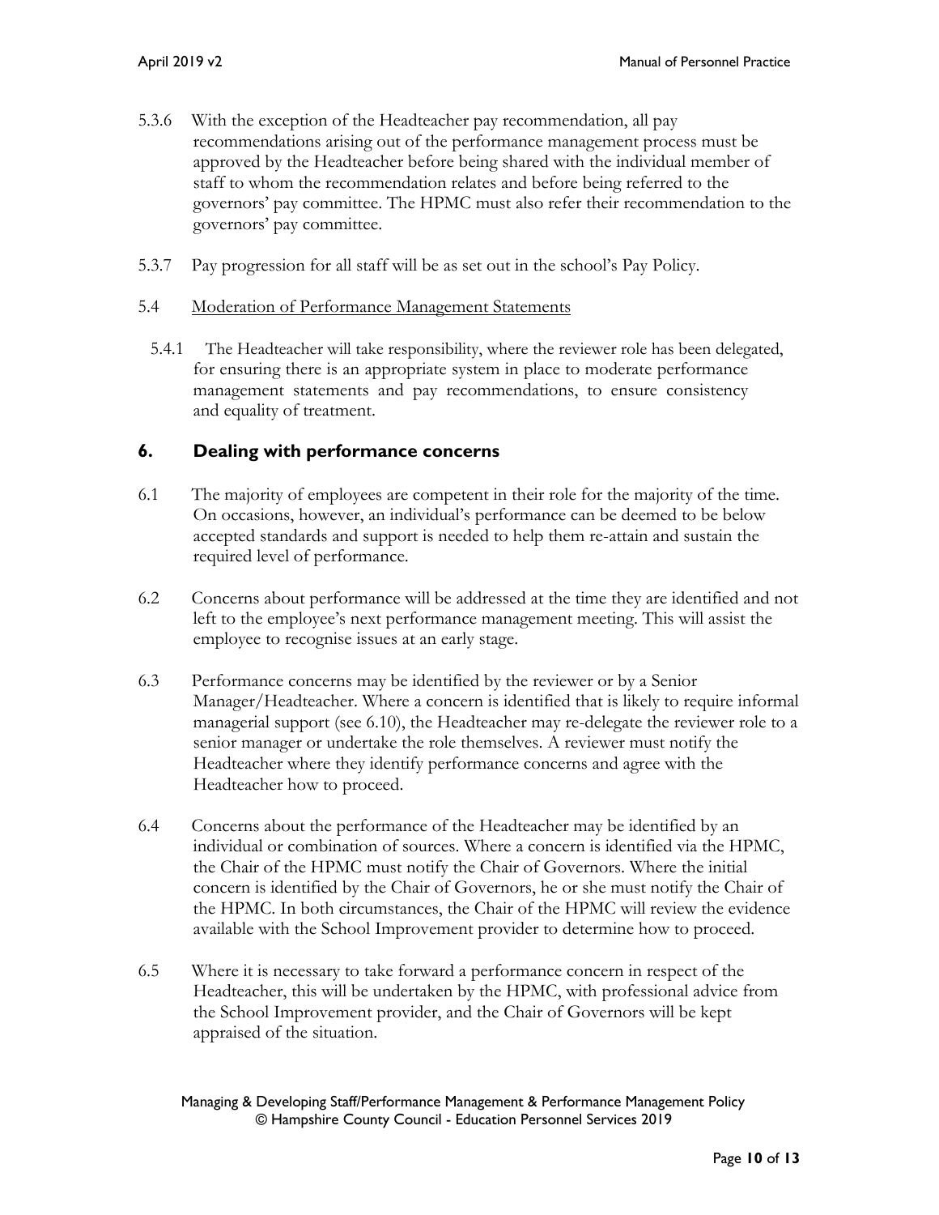5.3.6 With the exception of the Headteacher pay recommendation, all pay recommendations arising out of the performance management process must be approved by the Headteacher before being shared with the individual member of staff to whom the recommendation relates and before being referred to the governors' pay committee. The HPMC must also refer their recommendation to the governors' pay committee.

5.3.7 Pay progression for all staff will be as set out in the school's Pay Policy.

5.4 Moderation of Performance Management Statements

5.4.1 The Headteacher will take responsibility, where the reviewer role has been delegated, for ensuring there is an appropriate system in place to moderate performance management statements and pay recommendations, to ensure consistency and equality of treatment.

## 6. Dealing with performance concerns

6.1 The majority of employees are competent in their role for the majority of the time. On occasions, however, an individual's performance can be deemed to be below accepted standards and support is needed to help them re-attain and sustain the required level of performance.

6.2 Concerns about performance will be addressed at the time they are identified and not left to the employee's next performance management meeting. This will assist the employee to recognise issues at an early stage.

6.3 Performance concerns may be identified by the reviewer or by a Senior Manager/Headteacher. Where a concern is identified that is likely to require informal managerial support (see 6.10), the Headteacher may re-delegate the reviewer role to a senior manager or undertake the role themselves. A reviewer must notify the Headteacher where they identify performance concerns and agree with the Headteacher how to proceed.

6.4 Concerns about the performance of the Headteacher may be identified by an individual or combination of sources. Where a concern is identified via the HPMC, the Chair of the HPMC must notify the Chair of Governors. Where the initial concern is identified by the Chair of Governors, he or she must notify the Chair of the HPMC. In both circumstances, the Chair of the HPMC will review the evidence available with the School Improvement provider to determine how to proceed.

6.5 Where it is necessary to take forward a performance concern in respect of the Headteacher, this will be undertaken by the HPMC, with professional advice from the School Improvement provider, and the Chair of Governors will be kept appraised of the situation.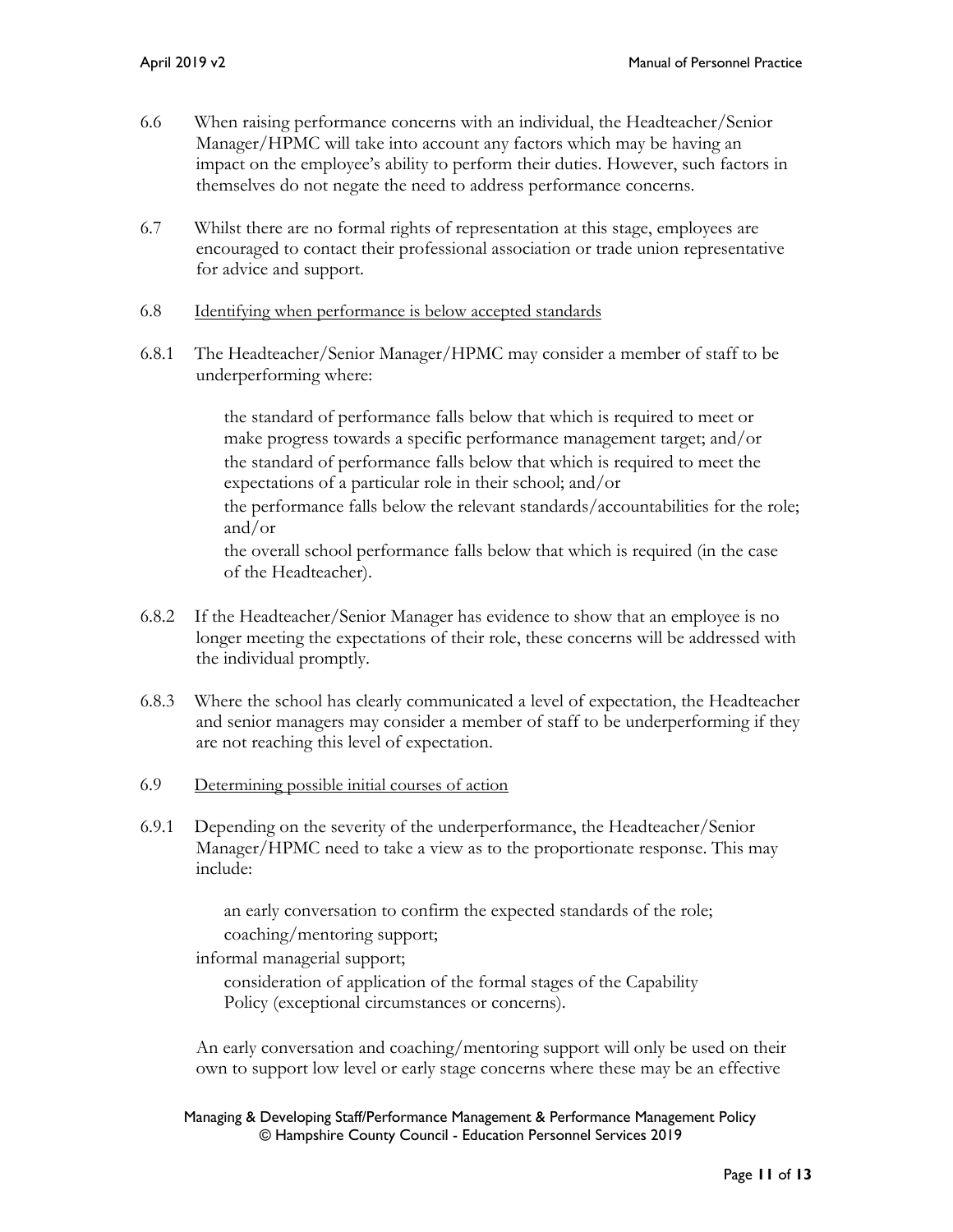6.6 When raising performance concerns with an individual, the Headteacher/Senior Manager/HPMC will take into account any factors which may be having an impact on the employee's ability to perform their duties. However, such factors in themselves do not negate the need to address performance concerns.

6.7 Whilst there are no formal rights of representation at this stage, employees are encouraged to contact their professional association or trade union representative for advice and support.

6.8 <u>Identifying when performance is below accepted standards</u>

6.8.1 The Headteacher/Senior Manager/HPMC may consider a member of staff to be underperforming where:

- the standard of performance falls below that which is required to meet or make progress towards a specific performance management target; and/or
- the standard of performance falls below that which is required to meet the expectations of a particular role in their school; and/or
- the performance falls below the relevant standards/accountabilities for the role; and/or
- the overall school performance falls below that which is required (in the case of the Headteacher).

6.8.2 If the Headteacher/Senior Manager has evidence to show that an employee is no longer meeting the expectations of their role, these concerns will be addressed with the individual promptly.

6.8.3 Where the school has clearly communicated a level of expectation, the Headteacher and senior managers may consider a member of staff to be underperforming if they are not reaching this level of expectation.

6.9 <u>Determining possible initial courses of action</u>

6.9.1 Depending on the severity of the underperformance, the Headteacher/Senior Manager/HPMC need to take a view as to the proportionate response. This may include:

- an early conversation to confirm the expected standards of the role;
- coaching/mentoring support;
- informal managerial support;
- consideration of application of the formal stages of the Capability Policy (exceptional circumstances or concerns).

An early conversation and coaching/mentoring support will only be used on their own to support low level or early stage concerns where these may be an effective

Managing & Developing Staff/Performance Management & Performance Management Policy
© Hampshire County Council - Education Personnel Services 2019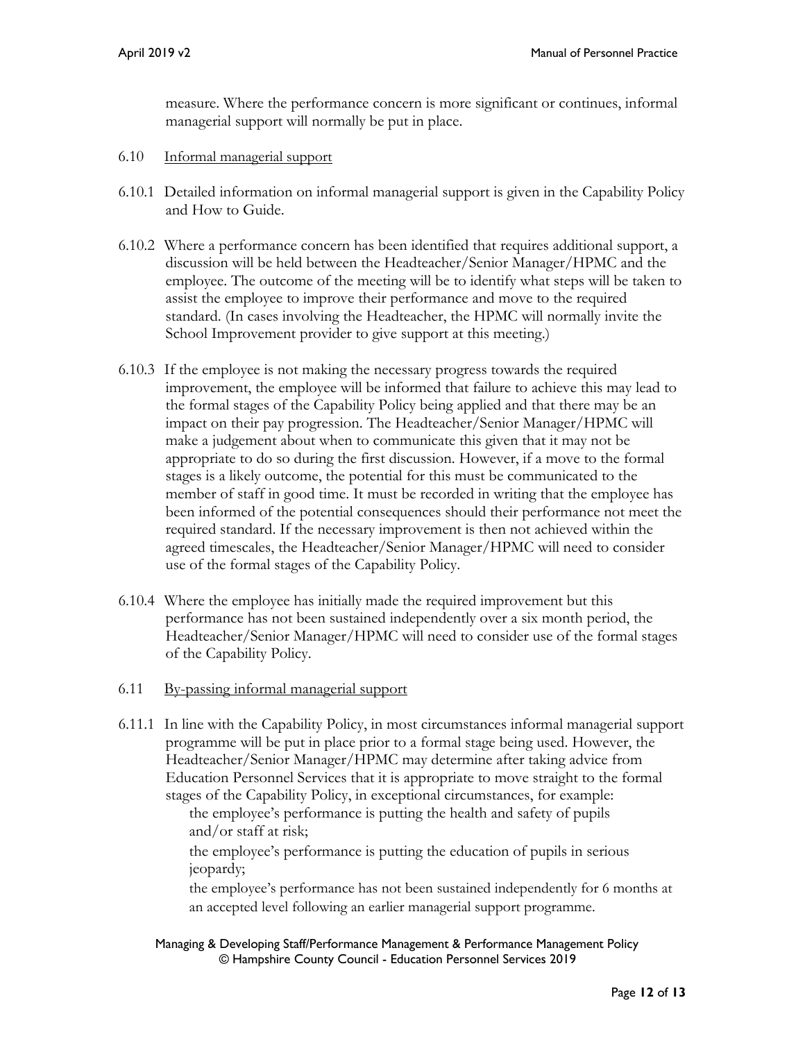measure. Where the performance concern is more significant or continues, informal managerial support will normally be put in place.

6.10 Informal managerial support

6.10.1 Detailed information on informal managerial support is given in the Capability Policy and How to Guide.

6.10.2 Where a performance concern has been identified that requires additional support, a discussion will be held between the Headteacher/Senior Manager/HPMC and the employee. The outcome of the meeting will be to identify what steps will be taken to assist the employee to improve their performance and move to the required standard. (In cases involving the Headteacher, the HPMC will normally invite the School Improvement provider to give support at this meeting.)

6.10.3 If the employee is not making the necessary progress towards the required improvement, the employee will be informed that failure to achieve this may lead to the formal stages of the Capability Policy being applied and that there may be an impact on their pay progression. The Headteacher/Senior Manager/HPMC will make a judgement about when to communicate this given that it may not be appropriate to do so during the first discussion. However, if a move to the formal stages is a likely outcome, the potential for this must be communicated to the member of staff in good time. It must be recorded in writing that the employee has been informed of the potential consequences should their performance not meet the required standard. If the necessary improvement is then not achieved within the agreed timescales, the Headteacher/Senior Manager/HPMC will need to consider use of the formal stages of the Capability Policy.

6.10.4 Where the employee has initially made the required improvement but this performance has not been sustained independently over a six month period, the Headteacher/Senior Manager/HPMC will need to consider use of the formal stages of the Capability Policy.

6.11 By-passing informal managerial support

6.11.1 In line with the Capability Policy, in most circumstances informal managerial support programme will be put in place prior to a formal stage being used. However, the Headteacher/Senior Manager/HPMC may determine after taking advice from Education Personnel Services that it is appropriate to move straight to the formal stages of the Capability Policy, in exceptional circumstances, for example:

- the employee's performance is putting the health and safety of pupils and/or staff at risk;
- the employee's performance is putting the education of pupils in serious jeopardy;
- the employee's performance has not been sustained independently for 6 months at an accepted level following an earlier managerial support programme.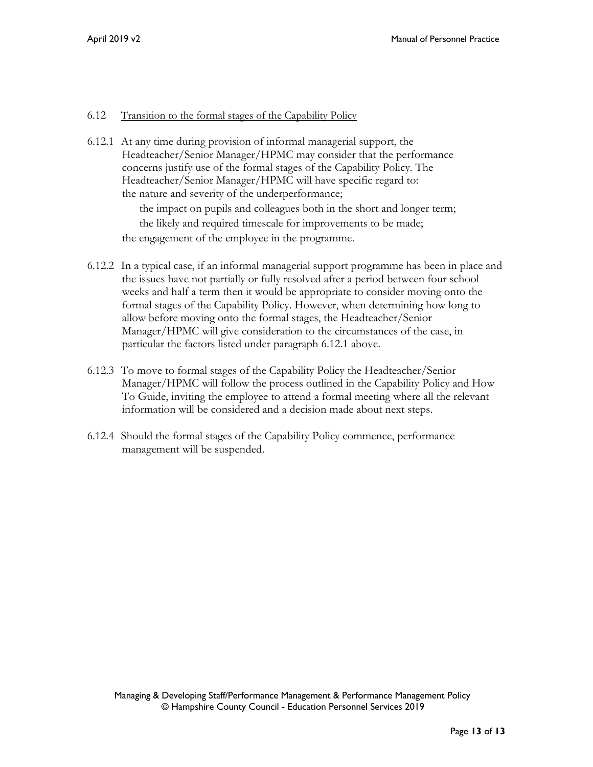6.12 Transition to the formal stages of the Capability Policy

6.12.1 At any time during provision of informal managerial support, the Headteacher/Senior Manager/HPMC may consider that the performance concerns justify use of the formal stages of the Capability Policy. The Headteacher/Senior Manager/HPMC will have specific regard to:

- the nature and severity of the underperformance;
- the impact on pupils and colleagues both in the short and longer term;
- the likely and required timescale for improvements to be made;
- the engagement of the employee in the programme.

6.12.2 In a typical case, if an informal managerial support programme has been in place and the issues have not partially or fully resolved after a period between four school weeks and half a term then it would be appropriate to consider moving onto the formal stages of the Capability Policy. However, when determining how long to allow before moving onto the formal stages, the Headteacher/Senior Manager/HPMC will give consideration to the circumstances of the case, in particular the factors listed under paragraph 6.12.1 above.

6.12.3 To move to formal stages of the Capability Policy the Headteacher/Senior Manager/HPMC will follow the process outlined in the Capability Policy and How To Guide, inviting the employee to attend a formal meeting where all the relevant information will be considered and a decision made about next steps.

6.12.4 Should the formal stages of the Capability Policy commence, performance management will be suspended.